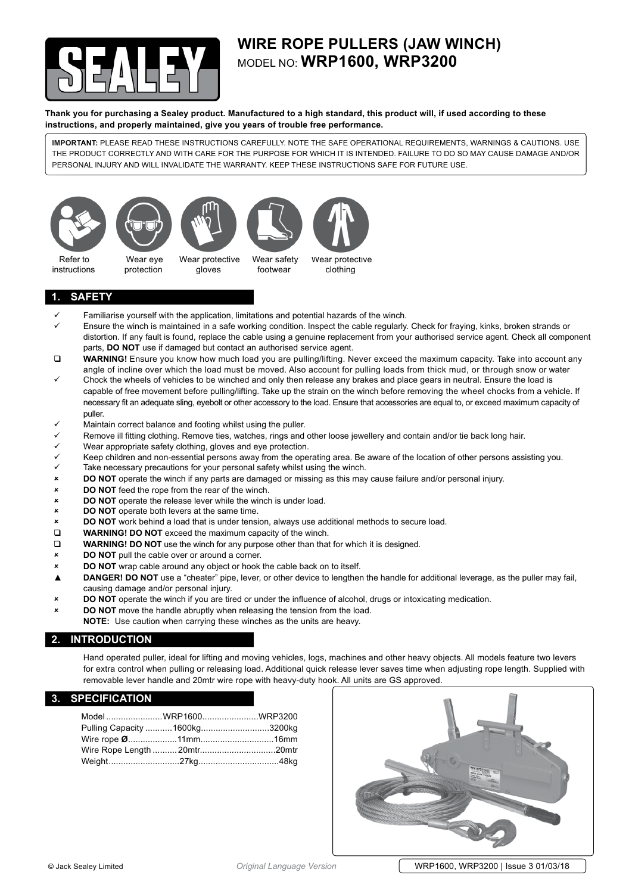# WIRE ROPE PULLERS (JAW WINCH)

MODEL NO: **WRP1600, WRP3200**

**Thank you for purchasing a Sealey product. Manufactured to a high standard, this product will, if used according to these instructions, and properly maintained, give you years of trouble free performance.**

**IMPORTANT:** PLEASE READ THESE INSTRUCTIONS CAREFULLY. NOTE THE SAFE OPERATIONAL REQUIREMENTS, WARNINGS & CAUTIONS. USE THE PRODUCT CORRECTLY AND WITH CARE FOR THE PURPOSE FOR WHICH IT IS INTENDED. FAILURE TO DO SO MAY CAUSE DAMAGE AND/OR PERSONAL INJURY AND WILL INVALIDATE THE WARRANTY. KEEP THESE INSTRUCTIONS SAFE FOR FUTURE USE.

Refer to instructions | Wear eye protection | Wear protective gloves | Wear safety footwear | Wear protective clothing

## 1. SAFETY

- ✓ Familiarise yourself with the application, limitations and potential hazards of the winch.
- ✓ Ensure the winch is maintained in a safe working condition. Inspect the cable regularly. Check for fraying, kinks, broken strands or distortion. If any fault is found, replace the cable using a genuine replacement from your authorised service agent. Check all component parts, **DO NOT** use if damaged but contact an authorised service agent.
- ❑ **WARNING!** Ensure you know how much load you are pulling/lifting. Never exceed the maximum capacity. Take into account any angle of incline over which the load must be moved. Also account for pulling loads from thick mud, or through snow or water
- ✓ Chock the wheels of vehicles to be winched and only then release any brakes and place gears in neutral. Ensure the load is capable of free movement before pulling/lifting. Take up the strain on the winch before removing the wheel chocks from a vehicle. If necessary fit an adequate sling, eyebolt or other accessory to the load. Ensure that accessories are equal to, or exceed maximum capacity of puller.
- ✓ Maintain correct balance and footing whilst using the puller.
- ✓ Remove ill fitting clothing. Remove ties, watches, rings and other loose jewellery and contain and/or tie back long hair.
- ✓ Wear appropriate safety clothing, gloves and eye protection.
- ✓ Keep children and non-essential persons away from the operating area. Be aware of the location of other persons assisting you.
- ✓ Take necessary precautions for your personal safety whilst using the winch.
- ✗ **DO NOT** operate the winch if any parts are damaged or missing as this may cause failure and/or personal injury.
- ✗ **DO NOT** feed the rope from the rear of the winch.
- ✗ **DO NOT** operate the release lever while the winch is under load.
- ✗ **DO NOT** operate both levers at the same time.
- ✗ **DO NOT** work behind a load that is under tension, always use additional methods to secure load.
- ❑ **WARNING! DO NOT** exceed the maximum capacity of the winch.
- ❑ **WARNING! DO NOT** use the winch for any purpose other than that for which it is designed.
- ✗ **DO NOT** pull the cable over or around a corner.
- ✗ **DO NOT** wrap cable around any object or hook the cable back on to itself.
- ▲ **DANGER! DO NOT** use a "cheater" pipe, lever, or other device to lengthen the handle for additional leverage, as the puller may fail, causing damage and/or personal injury.
- ✗ **DO NOT** operate the winch if you are tired or under the influence of alcohol, drugs or intoxicating medication.
- ✗ **DO NOT** move the handle abruptly when releasing the tension from the load.

**NOTE:** Use caution when carrying these winches as the units are heavy.

## 2. INTRODUCTION

Hand operated puller, ideal for lifting and moving vehicles, logs, machines and other heavy objects. All models feature two levers for extra control when pulling or releasing load. Additional quick release lever saves time when adjusting rope length. Supplied with removable lever handle and 20mtr wire rope with heavy-duty hook. All units are GS approved.

## 3. SPECIFICATION

| Model | WRP1600 | WRP3200 |
|---|---|---|
| Pulling Capacity | 1600kg | 3200kg |
| Wire rope Ø | 11mm | 16mm |
| Wire Rope Length | 20mtr | 20mtr |
| Weight | 27kg | 48kg |

© Jack Sealey Limited

*Original Language Version*

WRP1600, WRP3200 | Issue 3 01/03/18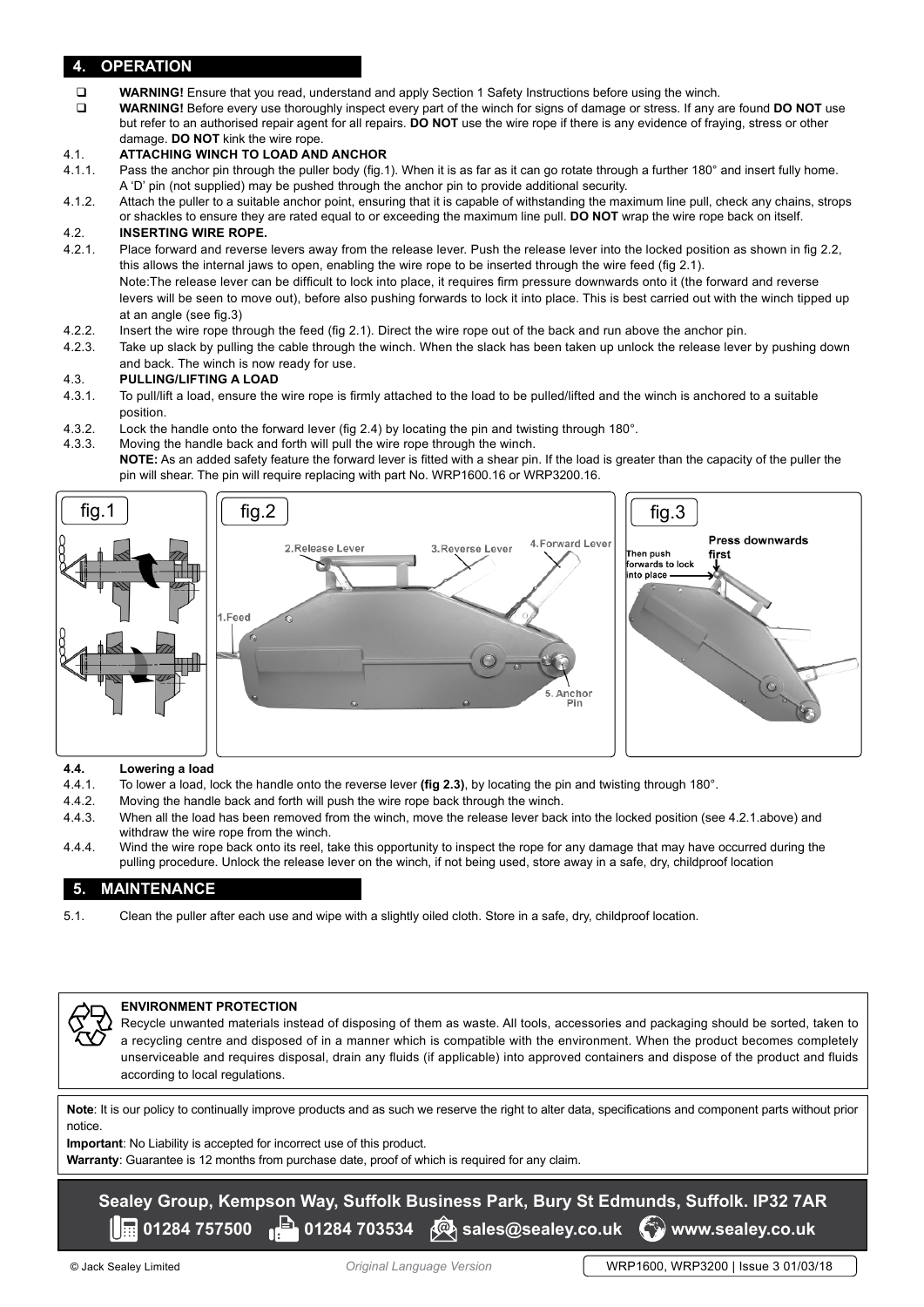## 4. OPERATION

- **WARNING!** Ensure that you read, understand and apply Section 1 Safety Instructions before using the winch.
- **WARNING!** Before every use thoroughly inspect every part of the winch for signs of damage or stress. If any are found **DO NOT** use but refer to an authorised repair agent for all repairs. **DO NOT** use the wire rope if there is any evidence of fraying, stress or other damage. **DO NOT** kink the wire rope.

### 4.1. ATTACHING WINCH TO LOAD AND ANCHOR

4.1.1. Pass the anchor pin through the puller body (fig.1). When it is as far as it can go rotate through a further 180° and insert fully home. A 'D' pin (not supplied) may be pushed through the anchor pin to provide additional security.

4.1.2. Attach the puller to a suitable anchor point, ensuring that it is capable of withstanding the maximum line pull, check any chains, strops or shackles to ensure they are rated equal to or exceeding the maximum line pull. **DO NOT** wrap the wire rope back on itself.

### 4.2. INSERTING WIRE ROPE.

4.2.1. Place forward and reverse levers away from the release lever. Push the release lever into the locked position as shown in fig 2.2, this allows the internal jaws to open, enabling the wire rope to be inserted through the wire feed (fig 2.1).
Note:The release lever can be difficult to lock into place, it requires firm pressure downwards onto it (the forward and reverse levers will be seen to move out), before also pushing forwards to lock it into place. This is best carried out with the winch tipped up at an angle (see fig.3)

4.2.2. Insert the wire rope through the feed (fig 2.1). Direct the wire rope out of the back and run above the anchor pin.

4.2.3. Take up slack by pulling the cable through the winch. When the slack has been taken up unlock the release lever by pushing down and back. The winch is now ready for use.

### 4.3. PULLING/LIFTING A LOAD

4.3.1. To pull/lift a load, ensure the wire rope is firmly attached to the load to be pulled/lifted and the winch is anchored to a suitable position.

4.3.2. Lock the handle onto the forward lever (fig 2.4) by locating the pin and twisting through 180°.

4.3.3. Moving the handle back and forth will pull the wire rope through the winch.
**NOTE:** As an added safety feature the forward lever is fitted with a shear pin. If the load is greater than the capacity of the puller the pin will shear. The pin will require replacing with part No. WRP1600.16 or WRP3200.16.

fig.1

fig.2

2.Release Lever
3.Reverse Lever
4.Forward Lever
1.Feed
5. Anchor Pin

fig.3

Press downwards first
Then push forwards to lock into place

### 4.4. Lowering a load

4.4.1. To lower a load, lock the handle onto the reverse lever **(fig 2.3)**, by locating the pin and twisting through 180°.

4.4.2. Moving the handle back and forth will push the wire rope back through the winch.

4.4.3. When all the load has been removed from the winch, move the release lever back into the locked position (see 4.2.1.above) and withdraw the wire rope from the winch.

4.4.4. Wind the wire rope back onto its reel, take this opportunity to inspect the rope for any damage that may have occurred during the pulling procedure. Unlock the release lever on the winch, if not being used, store away in a safe, dry, childproof location

## 5. MAINTENANCE

5.1. Clean the puller after each use and wipe with a slightly oiled cloth. Store in a safe, dry, childproof location.

**ENVIRONMENT PROTECTION**

Recycle unwanted materials instead of disposing of them as waste. All tools, accessories and packaging should be sorted, taken to a recycling centre and disposed of in a manner which is compatible with the environment. When the product becomes completely unserviceable and requires disposal, drain any fluids (if applicable) into approved containers and dispose of the product and fluids according to local regulations.

**Note**: It is our policy to continually improve products and as such we reserve the right to alter data, specifications and component parts without prior notice.

**Important**: No Liability is accepted for incorrect use of this product.

**Warranty**: Guarantee is 12 months from purchase date, proof of which is required for any claim.

**Sealey Group, Kempson Way, Suffolk Business Park, Bury St Edmunds, Suffolk. IP32 7AR**

**01284 757500** **01284 703534** **sales@sealey.co.uk** **www.sealey.co.uk**

© Jack Sealey Limited *Original Language Version* WRP1600, WRP3200 | Issue 3 01/03/18